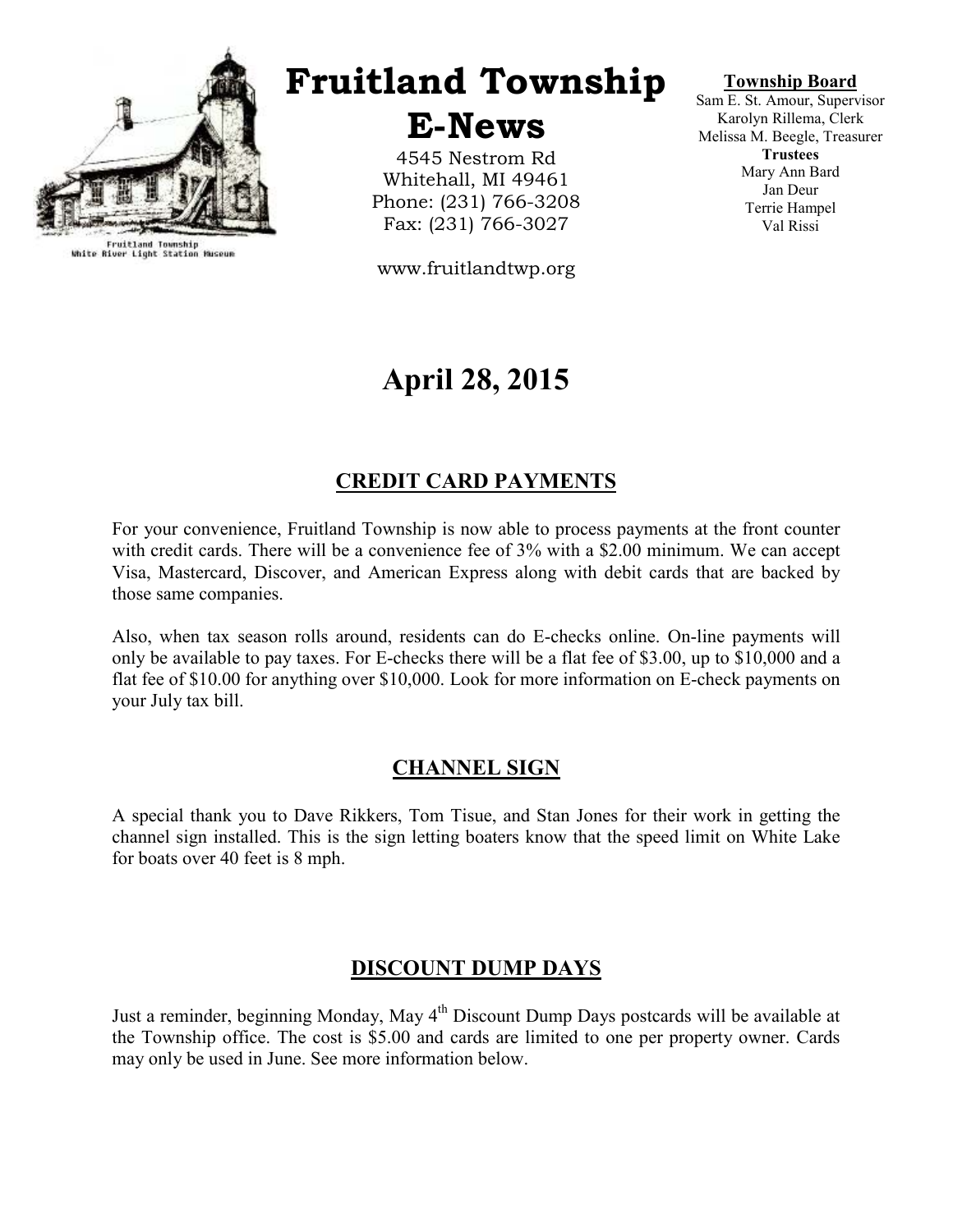Fruitland Township
White River Light Station Museum

# Fruitland Township E-News

4545 Nestrom Rd
Whitehall, MI 49461
Phone: (231) 766-3208
Fax: (231) 766-3027

www.fruitlandtwp.org

**Township Board**
Sam E. St. Amour, Supervisor
Karolyn Rillema, Clerk
Melissa M. Beegle, Treasurer
**Trustees**
Mary Ann Bard
Jan Deur
Terrie Hampel
Val Rissi

## April 28, 2015

### CREDIT CARD PAYMENTS

For your convenience, Fruitland Township is now able to process payments at the front counter with credit cards. There will be a convenience fee of 3% with a $2.00 minimum. We can accept Visa, Mastercard, Discover, and American Express along with debit cards that are backed by those same companies.

Also, when tax season rolls around, residents can do E-checks online. On-line payments will only be available to pay taxes. For E-checks there will be a flat fee of $3.00, up to $10,000 and a flat fee of $10.00 for anything over $10,000. Look for more information on E-check payments on your July tax bill.

### CHANNEL SIGN

A special thank you to Dave Rikkers, Tom Tisue, and Stan Jones for their work in getting the channel sign installed. This is the sign letting boaters know that the speed limit on White Lake for boats over 40 feet is 8 mph.

### DISCOUNT DUMP DAYS

Just a reminder, beginning Monday, May 4th Discount Dump Days postcards will be available at the Township office. The cost is $5.00 and cards are limited to one per property owner. Cards may only be used in June. See more information below.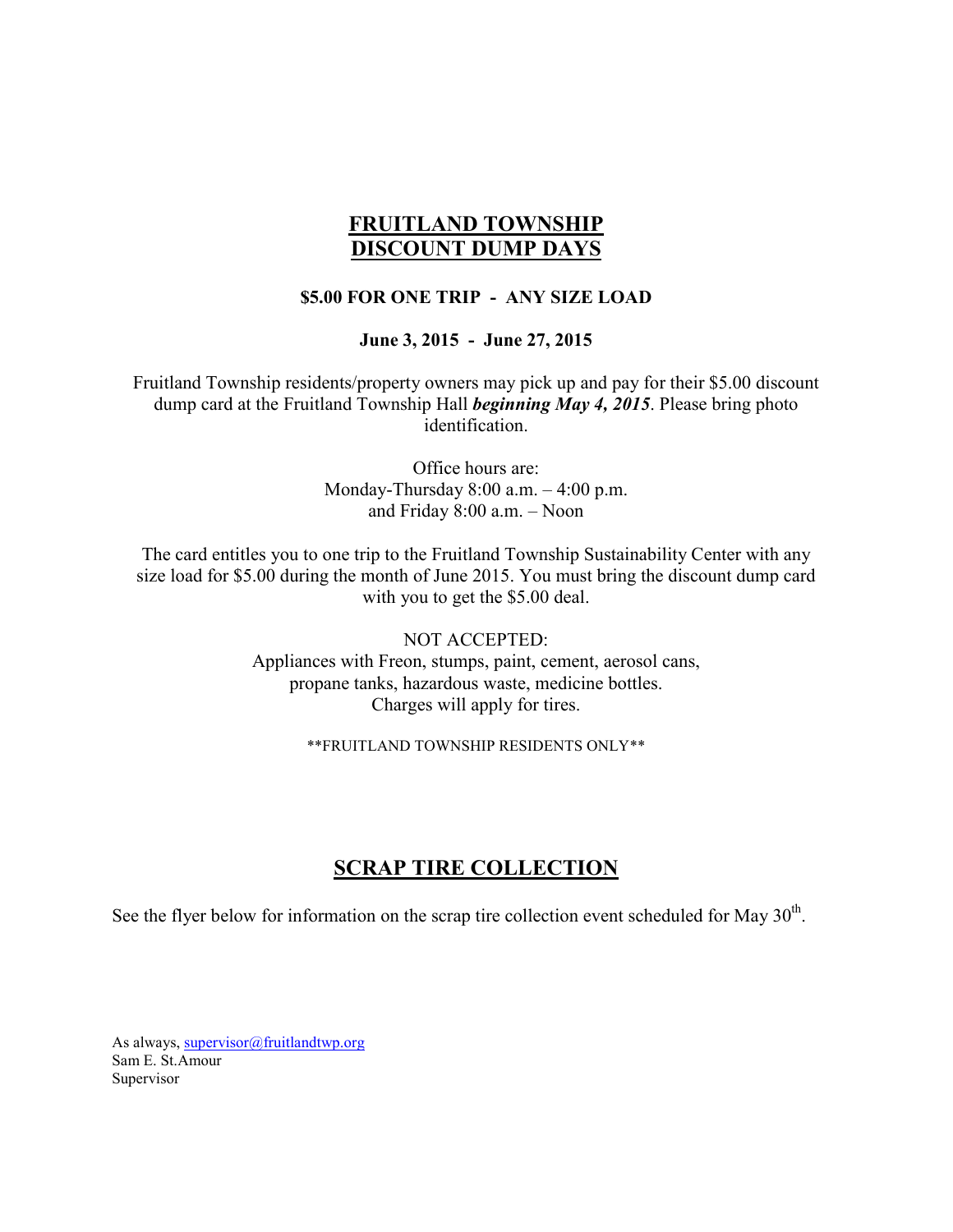# FRUITLAND TOWNSHIP
# DISCOUNT DUMP DAYS

**$5.00 FOR ONE TRIP - ANY SIZE LOAD**

**June 3, 2015 - June 27, 2015**

Fruitland Township residents/property owners may pick up and pay for their $5.00 discount dump card at the Fruitland Township Hall ***beginning May 4, 2015***. Please bring photo identification.

Office hours are:
Monday-Thursday 8:00 a.m. – 4:00 p.m.
and Friday 8:00 a.m. – Noon

The card entitles you to one trip to the Fruitland Township Sustainability Center with any size load for $5.00 during the month of June 2015. You must bring the discount dump card with you to get the $5.00 deal.

NOT ACCEPTED:
Appliances with Freon, stumps, paint, cement, aerosol cans, propane tanks, hazardous waste, medicine bottles.
Charges will apply for tires.

**FRUITLAND TOWNSHIP RESIDENTS ONLY**

# SCRAP TIRE COLLECTION

See the flyer below for information on the scrap tire collection event scheduled for May 30th.

As always, supervisor@fruitlandtwp.org
Sam E. St.Amour
Supervisor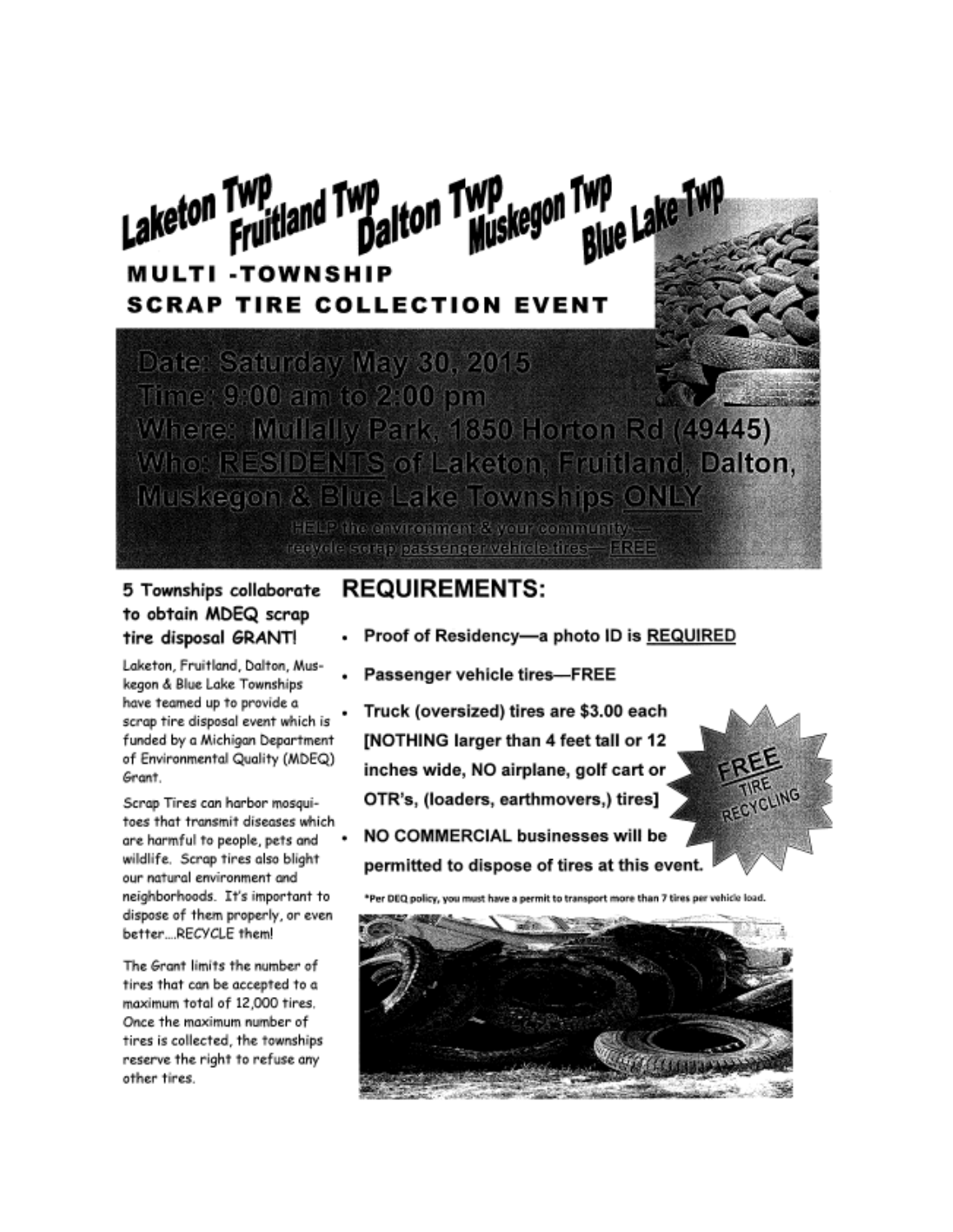# Laketon Twp Fruitland Twp Dalton Twp Muskegon Twp Blue Lake Twp

## MULTI -TOWNSHIP SCRAP TIRE COLLECTION EVENT

**Date: Saturday May 30, 2015**

**Time: 9:00 am to 2:00 pm**

**Where: Mullally Park, 1850 Horton Rd (49445)**

**Who: RESIDENTS of Laketon, Fruitland, Dalton, Muskegon & Blue Lake Townships ONLY**

HELP the environment & your community— recycle scrap passenger vehicle tires— FREE

### 5 Townships collaborate to obtain MDEQ scrap tire disposal GRANT!

Laketon, Fruitland, Dalton, Muskegon & Blue Lake Townships have teamed up to provide a scrap tire disposal event which is funded by a Michigan Department of Environmental Quality (MDEQ) Grant.

Scrap Tires can harbor mosquitoes that transmit diseases which are harmful to people, pets and wildlife. Scrap tires also blight our natural environment and neighborhoods. It's important to dispose of them properly, or even better....RECYCLE them!

The Grant limits the number of tires that can be accepted to a maximum total of 12,000 tires. Once the maximum number of tires is collected, the townships reserve the right to refuse any other tires.

## REQUIREMENTS:

- **Proof of Residency—a photo ID is REQUIRED**
- **Passenger vehicle tires—FREE**
- **Truck (oversized) tires are $3.00 each [NOTHING larger than 4 feet tall or 12 inches wide, NO airplane, golf cart or OTR's, (loaders, earthmovers,) tires]**
- **NO COMMERCIAL businesses will be permitted to dispose of tires at this event.**

FREE TIRE RECYCLING

*Per DEQ policy, you must have a permit to transport more than 7 tires per vehicle load.